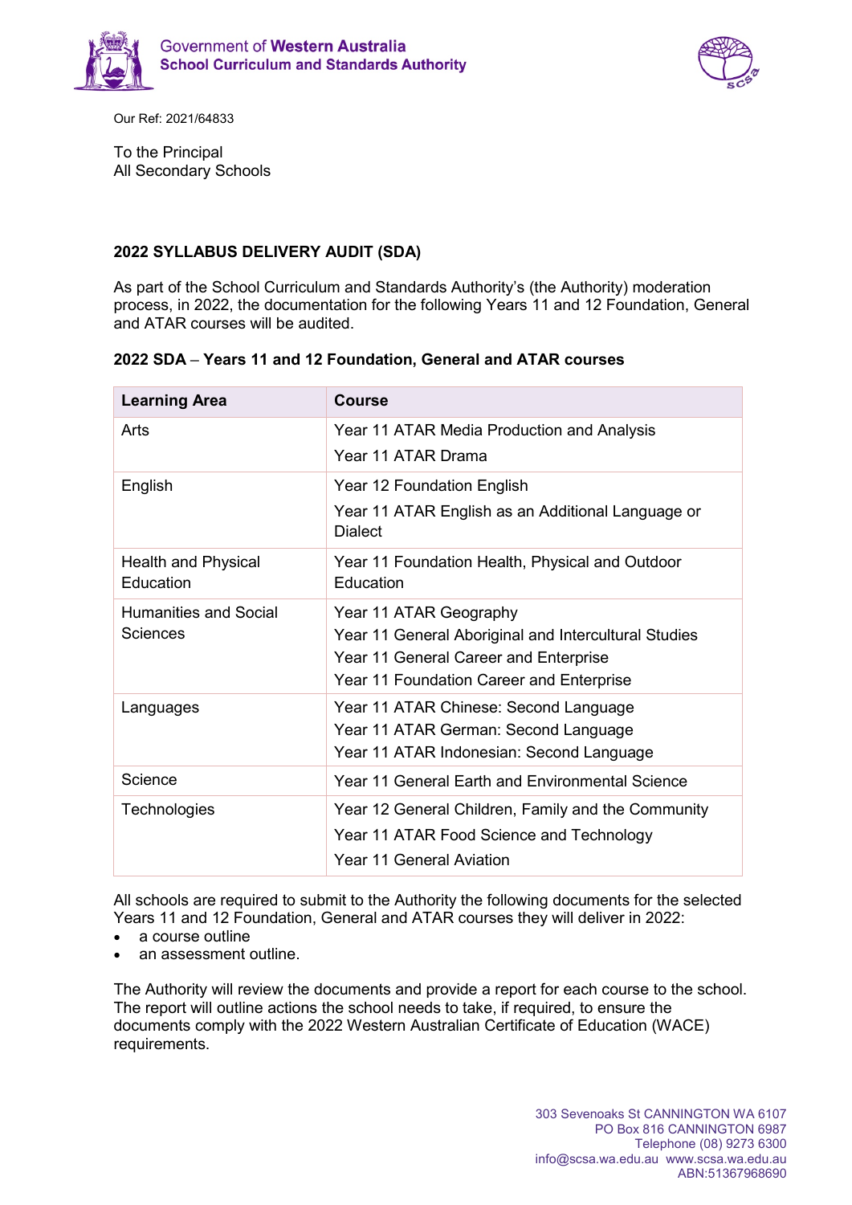Government of **Western Australia**
**School Curriculum and Standards Authority**

Our Ref: 2021/64833

To the Principal
All Secondary Schools

**2022 SYLLABUS DELIVERY AUDIT (SDA)**

As part of the School Curriculum and Standards Authority's (the Authority) moderation process, in 2022, the documentation for the following Years 11 and 12 Foundation, General and ATAR courses will be audited.

**2022 SDA – Years 11 and 12 Foundation, General and ATAR courses**

| Learning Area | Course |
|---|---|
| Arts | Year 11 ATAR Media Production and Analysis<br>Year 11 ATAR Drama |
| English | Year 12 Foundation English<br>Year 11 ATAR English as an Additional Language or Dialect |
| Health and Physical Education | Year 11 Foundation Health, Physical and Outdoor Education |
| Humanities and Social Sciences | Year 11 ATAR Geography<br>Year 11 General Aboriginal and Intercultural Studies<br>Year 11 General Career and Enterprise<br>Year 11 Foundation Career and Enterprise |
| Languages | Year 11 ATAR Chinese: Second Language<br>Year 11 ATAR German: Second Language<br>Year 11 ATAR Indonesian: Second Language |
| Science | Year 11 General Earth and Environmental Science |
| Technologies | Year 12 General Children, Family and the Community<br>Year 11 ATAR Food Science and Technology<br>Year 11 General Aviation |

All schools are required to submit to the Authority the following documents for the selected Years 11 and 12 Foundation, General and ATAR courses they will deliver in 2022:

- a course outline
- an assessment outline.

The Authority will review the documents and provide a report for each course to the school. The report will outline actions the school needs to take, if required, to ensure the documents comply with the 2022 Western Australian Certificate of Education (WACE) requirements.

303 Sevenoaks St CANNINGTON WA 6107
PO Box 816 CANNINGTON 6987
Telephone (08) 9273 6300
info@scsa.wa.edu.au www.scsa.wa.edu.au
ABN:51367968690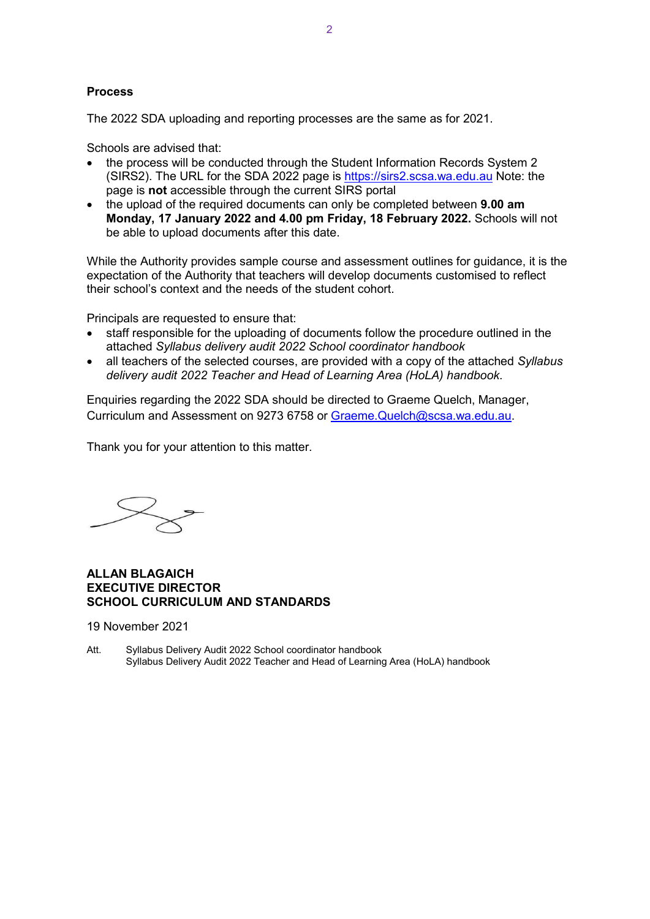**Process**

The 2022 SDA uploading and reporting processes are the same as for 2021.

Schools are advised that:

- the process will be conducted through the Student Information Records System 2 (SIRS2). The URL for the SDA 2022 page is https://sirs2.scsa.wa.edu.au Note: the page is **not** accessible through the current SIRS portal
- the upload of the required documents can only be completed between **9.00 am Monday, 17 January 2022 and 4.00 pm Friday, 18 February 2022.** Schools will not be able to upload documents after this date.

While the Authority provides sample course and assessment outlines for guidance, it is the expectation of the Authority that teachers will develop documents customised to reflect their school's context and the needs of the student cohort.

Principals are requested to ensure that:

- staff responsible for the uploading of documents follow the procedure outlined in the attached *Syllabus delivery audit 2022 School coordinator handbook*
- all teachers of the selected courses, are provided with a copy of the attached *Syllabus delivery audit 2022 Teacher and Head of Learning Area (HoLA) handbook*.

Enquiries regarding the 2022 SDA should be directed to Graeme Quelch, Manager, Curriculum and Assessment on 9273 6758 or Graeme.Quelch@scsa.wa.edu.au.

Thank you for your attention to this matter.

**ALLAN BLAGAICH**
**EXECUTIVE DIRECTOR**
**SCHOOL CURRICULUM AND STANDARDS**

19 November 2021

Att. Syllabus Delivery Audit 2022 School coordinator handbook
Syllabus Delivery Audit 2022 Teacher and Head of Learning Area (HoLA) handbook